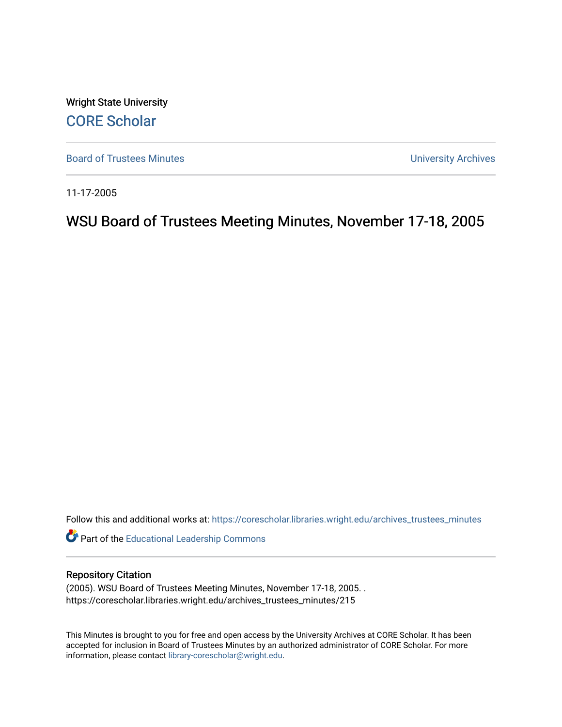Wright State University

CORE Scholar

Board of Trustees Minutes

University Archives

11-17-2005

# WSU Board of Trustees Meeting Minutes, November 17-18, 2005

Follow this and additional works at: https://corescholar.libraries.wright.edu/archives_trustees_minutes

Part of the Educational Leadership Commons

## Repository Citation

(2005). WSU Board of Trustees Meeting Minutes, November 17-18, 2005. .
https://corescholar.libraries.wright.edu/archives_trustees_minutes/215

This Minutes is brought to you for free and open access by the University Archives at CORE Scholar. It has been accepted for inclusion in Board of Trustees Minutes by an authorized administrator of CORE Scholar. For more information, please contact library-corescholar@wright.edu.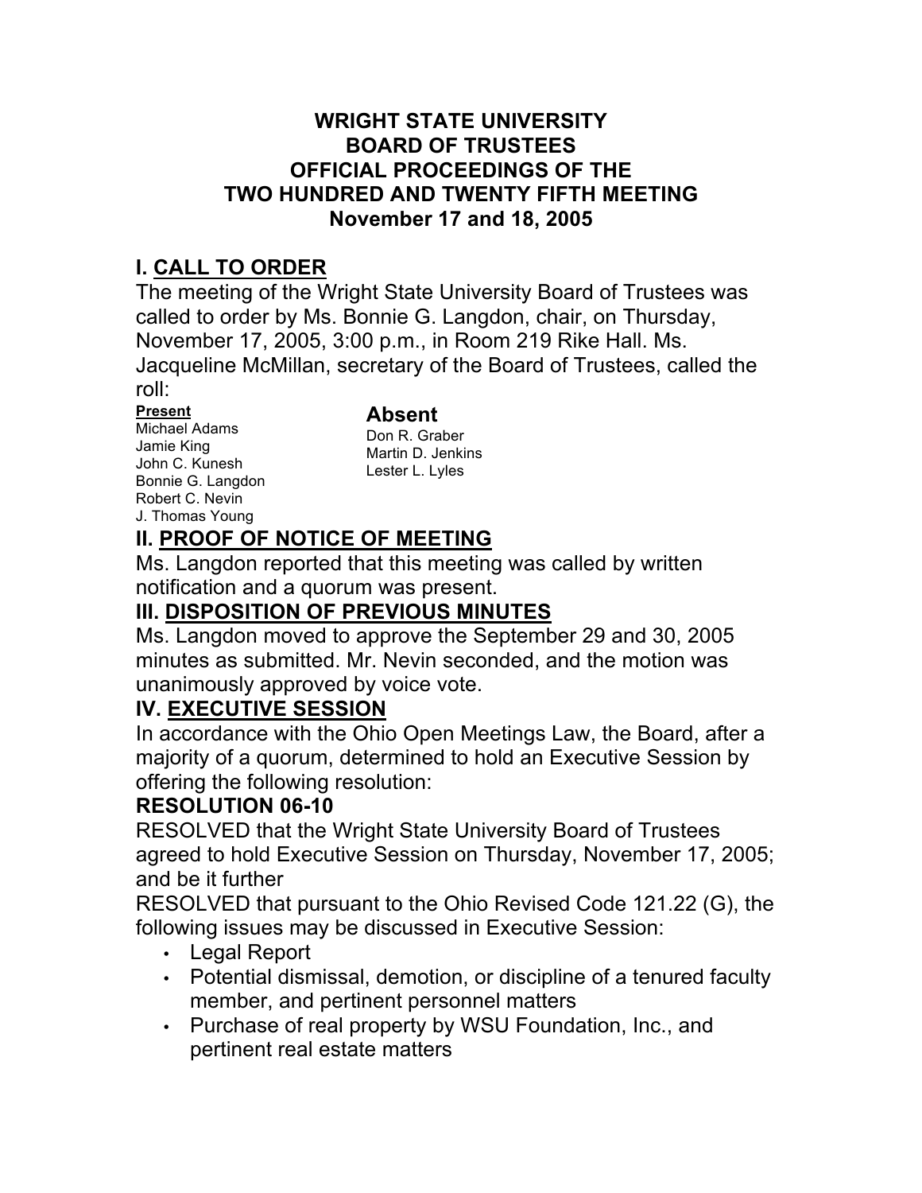# WRIGHT STATE UNIVERSITY
# BOARD OF TRUSTEES
# OFFICIAL PROCEEDINGS OF THE
# TWO HUNDRED AND TWENTY FIFTH MEETING
# November 17 and 18, 2005

## I. CALL TO ORDER

The meeting of the Wright State University Board of Trustees was called to order by Ms. Bonnie G. Langdon, chair, on Thursday, November 17, 2005, 3:00 p.m., in Room 219 Rike Hall. Ms. Jacqueline McMillan, secretary of the Board of Trustees, called the roll:

| Present | Absent |
|---|---|
| Michael Adams | Don R. Graber |
| Jamie King | Martin D. Jenkins |
| John C. Kunesh | Lester L. Lyles |
| Bonnie G. Langdon | |
| Robert C. Nevin | |
| J. Thomas Young | |

## II. PROOF OF NOTICE OF MEETING

Ms. Langdon reported that this meeting was called by written notification and a quorum was present.

## III. DISPOSITION OF PREVIOUS MINUTES

Ms. Langdon moved to approve the September 29 and 30, 2005 minutes as submitted. Mr. Nevin seconded, and the motion was unanimously approved by voice vote.

## IV. EXECUTIVE SESSION

In accordance with the Ohio Open Meetings Law, the Board, after a majority of a quorum, determined to hold an Executive Session by offering the following resolution:

**RESOLUTION 06-10**

RESOLVED that the Wright State University Board of Trustees agreed to hold Executive Session on Thursday, November 17, 2005; and be it further

RESOLVED that pursuant to the Ohio Revised Code 121.22 (G), the following issues may be discussed in Executive Session:

- Legal Report
- Potential dismissal, demotion, or discipline of a tenured faculty member, and pertinent personnel matters
- Purchase of real property by WSU Foundation, Inc., and pertinent real estate matters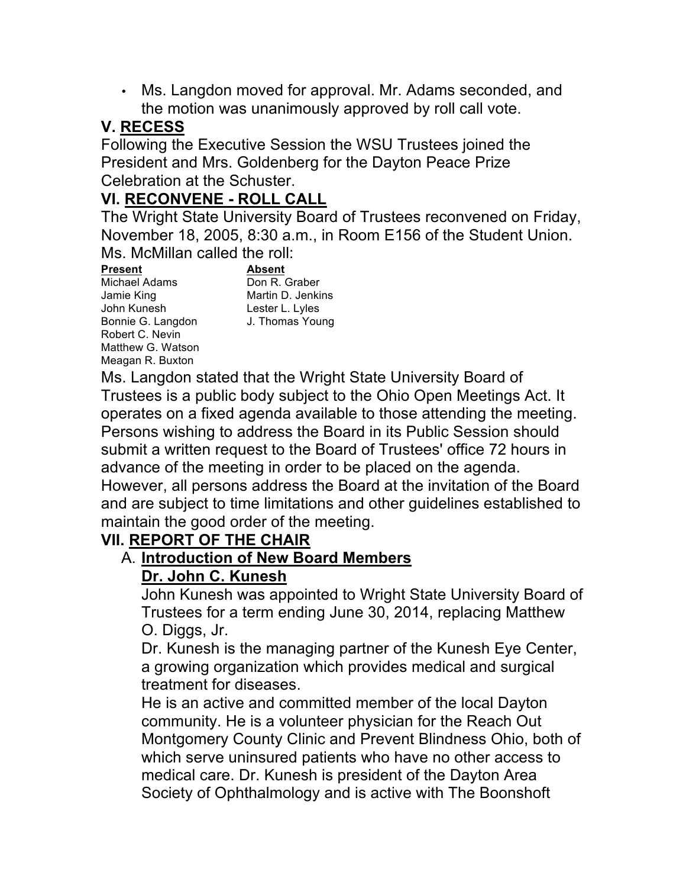- Ms. Langdon moved for approval. Mr. Adams seconded, and the motion was unanimously approved by roll call vote.

## V. RECESS

Following the Executive Session the WSU Trustees joined the President and Mrs. Goldenberg for the Dayton Peace Prize Celebration at the Schuster.

## VI. RECONVENE - ROLL CALL

The Wright State University Board of Trustees reconvened on Friday, November 18, 2005, 8:30 a.m., in Room E156 of the Student Union. Ms. McMillan called the roll:

| Present | Absent |
|---|---|
| Michael Adams | Don R. Graber |
| Jamie King | Martin D. Jenkins |
| John Kunesh | Lester L. Lyles |
| Bonnie G. Langdon | J. Thomas Young |
| Robert C. Nevin | |
| Matthew G. Watson | |
| Meagan R. Buxton | |

Ms. Langdon stated that the Wright State University Board of Trustees is a public body subject to the Ohio Open Meetings Act. It operates on a fixed agenda available to those attending the meeting. Persons wishing to address the Board in its Public Session should submit a written request to the Board of Trustees' office 72 hours in advance of the meeting in order to be placed on the agenda. However, all persons address the Board at the invitation of the Board and are subject to time limitations and other guidelines established to maintain the good order of the meeting.

## VII. REPORT OF THE CHAIR

### A. Introduction of New Board Members

#### Dr. John C. Kunesh

John Kunesh was appointed to Wright State University Board of Trustees for a term ending June 30, 2014, replacing Matthew O. Diggs, Jr.

Dr. Kunesh is the managing partner of the Kunesh Eye Center, a growing organization which provides medical and surgical treatment for diseases.

He is an active and committed member of the local Dayton community. He is a volunteer physician for the Reach Out Montgomery County Clinic and Prevent Blindness Ohio, both of which serve uninsured patients who have no other access to medical care. Dr. Kunesh is president of the Dayton Area Society of Ophthalmology and is active with The Boonshoft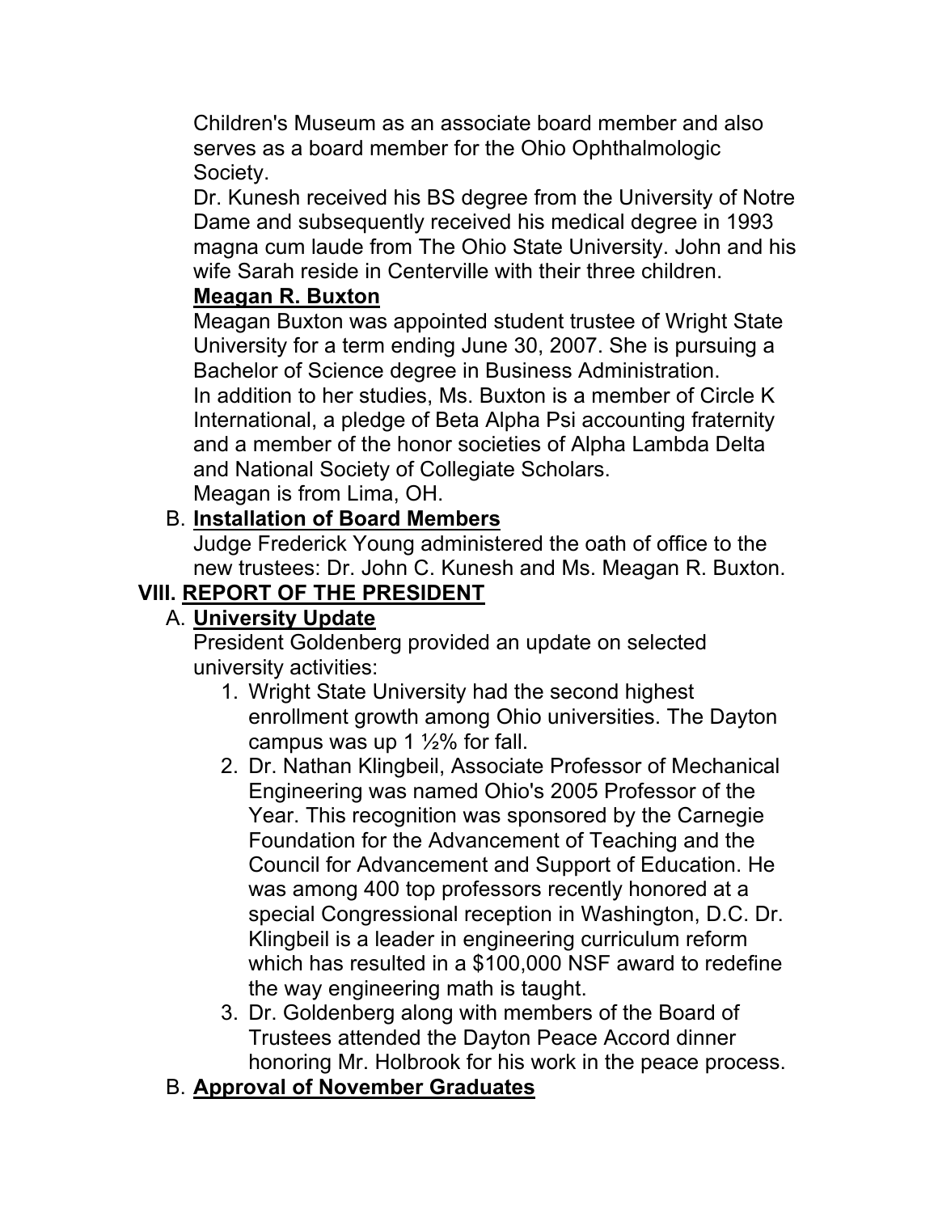Children's Museum as an associate board member and also serves as a board member for the Ohio Ophthalmologic Society.

Dr. Kunesh received his BS degree from the University of Notre Dame and subsequently received his medical degree in 1993 magna cum laude from The Ohio State University. John and his wife Sarah reside in Centerville with their three children.

**Meagan R. Buxton**

Meagan Buxton was appointed student trustee of Wright State University for a term ending June 30, 2007. She is pursuing a Bachelor of Science degree in Business Administration.

In addition to her studies, Ms. Buxton is a member of Circle K International, a pledge of Beta Alpha Psi accounting fraternity and a member of the honor societies of Alpha Lambda Delta and National Society of Collegiate Scholars.

Meagan is from Lima, OH.

B. **Installation of Board Members**

Judge Frederick Young administered the oath of office to the new trustees: Dr. John C. Kunesh and Ms. Meagan R. Buxton.

## VIII. REPORT OF THE PRESIDENT

A. **University Update**

President Goldenberg provided an update on selected university activities:

1. Wright State University had the second highest enrollment growth among Ohio universities. The Dayton campus was up 1 ½% for fall.
2. Dr. Nathan Klingbeil, Associate Professor of Mechanical Engineering was named Ohio's 2005 Professor of the Year. This recognition was sponsored by the Carnegie Foundation for the Advancement of Teaching and the Council for Advancement and Support of Education. He was among 400 top professors recently honored at a special Congressional reception in Washington, D.C. Dr. Klingbeil is a leader in engineering curriculum reform which has resulted in a $100,000 NSF award to redefine the way engineering math is taught.
3. Dr. Goldenberg along with members of the Board of Trustees attended the Dayton Peace Accord dinner honoring Mr. Holbrook for his work in the peace process.

B. **Approval of November Graduates**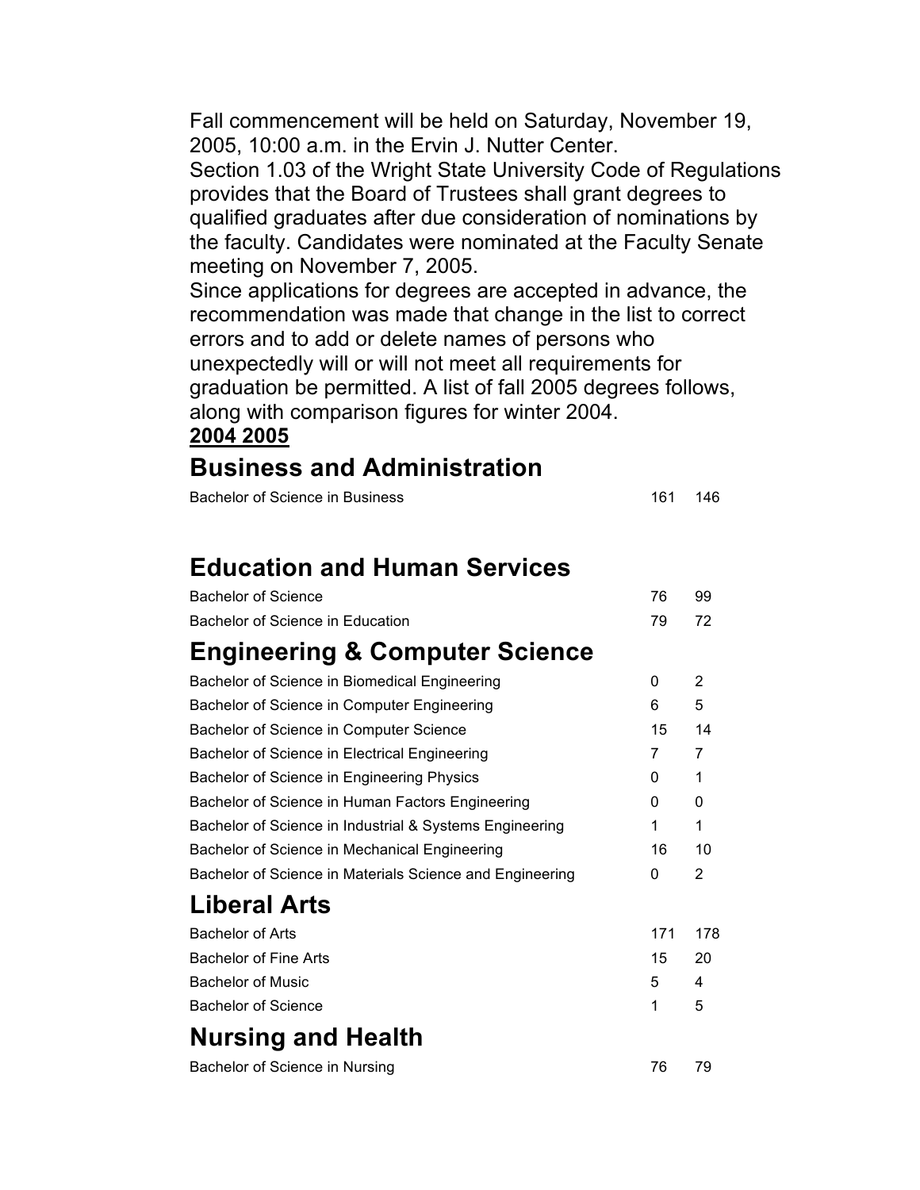Fall commencement will be held on Saturday, November 19, 2005, 10:00 a.m. in the Ervin J. Nutter Center.

Section 1.03 of the Wright State University Code of Regulations provides that the Board of Trustees shall grant degrees to qualified graduates after due consideration of nominations by the faculty. Candidates were nominated at the Faculty Senate meeting on November 7, 2005.

Since applications for degrees are accepted in advance, the recommendation was made that change in the list to correct errors and to add or delete names of persons who unexpectedly will or will not meet all requirements for graduation be permitted. A list of fall 2005 degrees follows, along with comparison figures for winter 2004.

**2004 2005**

## Business and Administration

| | 2004 | 2005 |
|---|---|---|
| Bachelor of Science in Business | 161 | 146 |

## Education and Human Services

| | 2004 | 2005 |
|---|---|---|
| Bachelor of Science | 76 | 99 |
| Bachelor of Science in Education | 79 | 72 |

## Engineering & Computer Science

| | 2004 | 2005 |
|---|---|---|
| Bachelor of Science in Biomedical Engineering | 0 | 2 |
| Bachelor of Science in Computer Engineering | 6 | 5 |
| Bachelor of Science in Computer Science | 15 | 14 |
| Bachelor of Science in Electrical Engineering | 7 | 7 |
| Bachelor of Science in Engineering Physics | 0 | 1 |
| Bachelor of Science in Human Factors Engineering | 0 | 0 |
| Bachelor of Science in Industrial & Systems Engineering | 1 | 1 |
| Bachelor of Science in Mechanical Engineering | 16 | 10 |
| Bachelor of Science in Materials Science and Engineering | 0 | 2 |

## Liberal Arts

| | 2004 | 2005 |
|---|---|---|
| Bachelor of Arts | 171 | 178 |
| Bachelor of Fine Arts | 15 | 20 |
| Bachelor of Music | 5 | 4 |
| Bachelor of Science | 1 | 5 |

## Nursing and Health

| | 2004 | 2005 |
|---|---|---|
| Bachelor of Science in Nursing | 76 | 79 |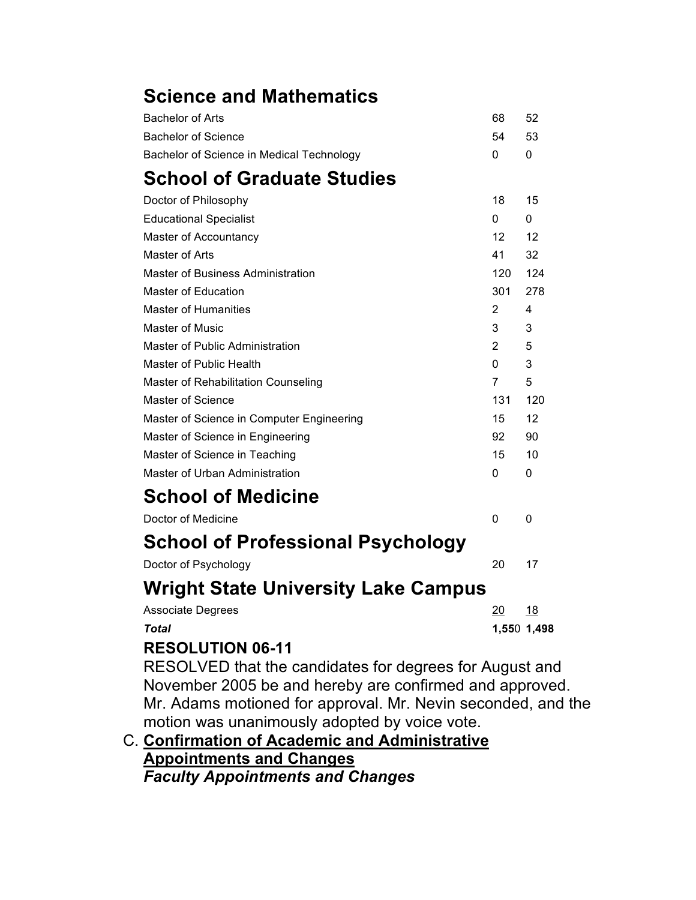## Science and Mathematics

| | | |
|---|---|---|
| Bachelor of Arts | 68 | 52 |
| Bachelor of Science | 54 | 53 |
| Bachelor of Science in Medical Technology | 0 | 0 |

## School of Graduate Studies

| | | |
|---|---|---|
| Doctor of Philosophy | 18 | 15 |
| Educational Specialist | 0 | 0 |
| Master of Accountancy | 12 | 12 |
| Master of Arts | 41 | 32 |
| Master of Business Administration | 120 | 124 |
| Master of Education | 301 | 278 |
| Master of Humanities | 2 | 4 |
| Master of Music | 3 | 3 |
| Master of Public Administration | 2 | 5 |
| Master of Public Health | 0 | 3 |
| Master of Rehabilitation Counseling | 7 | 5 |
| Master of Science | 131 | 120 |
| Master of Science in Computer Engineering | 15 | 12 |
| Master of Science in Engineering | 92 | 90 |
| Master of Science in Teaching | 15 | 10 |
| Master of Urban Administration | 0 | 0 |

## School of Medicine

| | | |
|---|---|---|
| Doctor of Medicine | 0 | 0 |

## School of Professional Psychology

| | | |
|---|---|---|
| Doctor of Psychology | 20 | 17 |

## Wright State University Lake Campus

| | | |
|---|---|---|
| Associate Degrees | 20 | 18 |
| ***Total*** | **1,550** | **1,498** |

**RESOLUTION 06-11**

RESOLVED that the candidates for degrees for August and November 2005 be and hereby are confirmed and approved. Mr. Adams motioned for approval. Mr. Nevin seconded, and the motion was unanimously adopted by voice vote.

C. **Confirmation of Academic and Administrative Appointments and Changes**

***Faculty Appointments and Changes***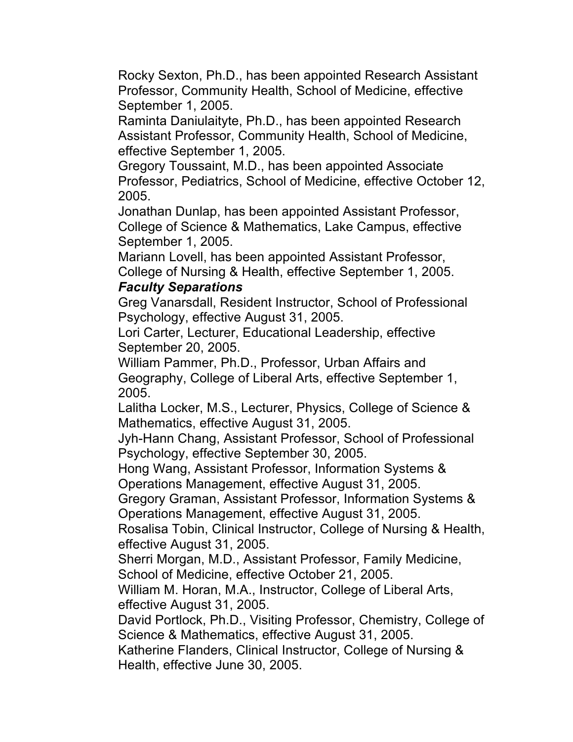Rocky Sexton, Ph.D., has been appointed Research Assistant Professor, Community Health, School of Medicine, effective September 1, 2005.

Raminta Daniulaityte, Ph.D., has been appointed Research Assistant Professor, Community Health, School of Medicine, effective September 1, 2005.

Gregory Toussaint, M.D., has been appointed Associate Professor, Pediatrics, School of Medicine, effective October 12, 2005.

Jonathan Dunlap, has been appointed Assistant Professor, College of Science & Mathematics, Lake Campus, effective September 1, 2005.

Mariann Lovell, has been appointed Assistant Professor, College of Nursing & Health, effective September 1, 2005.

***Faculty Separations***

Greg Vanarsdall, Resident Instructor, School of Professional Psychology, effective August 31, 2005.

Lori Carter, Lecturer, Educational Leadership, effective September 20, 2005.

William Pammer, Ph.D., Professor, Urban Affairs and Geography, College of Liberal Arts, effective September 1, 2005.

Lalitha Locker, M.S., Lecturer, Physics, College of Science & Mathematics, effective August 31, 2005.

Jyh-Hann Chang, Assistant Professor, School of Professional Psychology, effective September 30, 2005.

Hong Wang, Assistant Professor, Information Systems & Operations Management, effective August 31, 2005.

Gregory Graman, Assistant Professor, Information Systems & Operations Management, effective August 31, 2005.

Rosalisa Tobin, Clinical Instructor, College of Nursing & Health, effective August 31, 2005.

Sherri Morgan, M.D., Assistant Professor, Family Medicine, School of Medicine, effective October 21, 2005.

William M. Horan, M.A., Instructor, College of Liberal Arts, effective August 31, 2005.

David Portlock, Ph.D., Visiting Professor, Chemistry, College of Science & Mathematics, effective August 31, 2005.

Katherine Flanders, Clinical Instructor, College of Nursing & Health, effective June 30, 2005.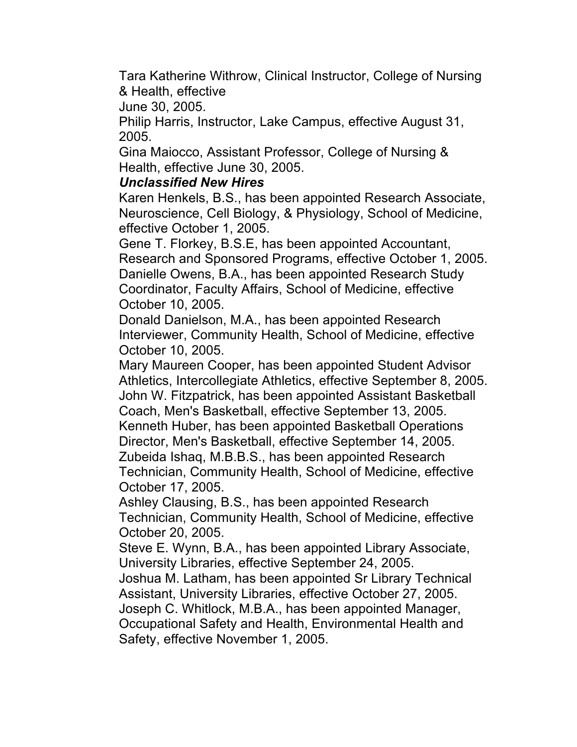Tara Katherine Withrow, Clinical Instructor, College of Nursing & Health, effective June 30, 2005.

Philip Harris, Instructor, Lake Campus, effective August 31, 2005.

Gina Maiocco, Assistant Professor, College of Nursing & Health, effective June 30, 2005.

***Unclassified New Hires***

Karen Henkels, B.S., has been appointed Research Associate, Neuroscience, Cell Biology, & Physiology, School of Medicine, effective October 1, 2005.

Gene T. Florkey, B.S.E, has been appointed Accountant, Research and Sponsored Programs, effective October 1, 2005.

Danielle Owens, B.A., has been appointed Research Study Coordinator, Faculty Affairs, School of Medicine, effective October 10, 2005.

Donald Danielson, M.A., has been appointed Research Interviewer, Community Health, School of Medicine, effective October 10, 2005.

Mary Maureen Cooper, has been appointed Student Advisor Athletics, Intercollegiate Athletics, effective September 8, 2005.

John W. Fitzpatrick, has been appointed Assistant Basketball Coach, Men's Basketball, effective September 13, 2005.

Kenneth Huber, has been appointed Basketball Operations Director, Men's Basketball, effective September 14, 2005.

Zubeida Ishaq, M.B.B.S., has been appointed Research Technician, Community Health, School of Medicine, effective October 17, 2005.

Ashley Clausing, B.S., has been appointed Research Technician, Community Health, School of Medicine, effective October 20, 2005.

Steve E. Wynn, B.A., has been appointed Library Associate, University Libraries, effective September 24, 2005.

Joshua M. Latham, has been appointed Sr Library Technical Assistant, University Libraries, effective October 27, 2005.

Joseph C. Whitlock, M.B.A., has been appointed Manager, Occupational Safety and Health, Environmental Health and Safety, effective November 1, 2005.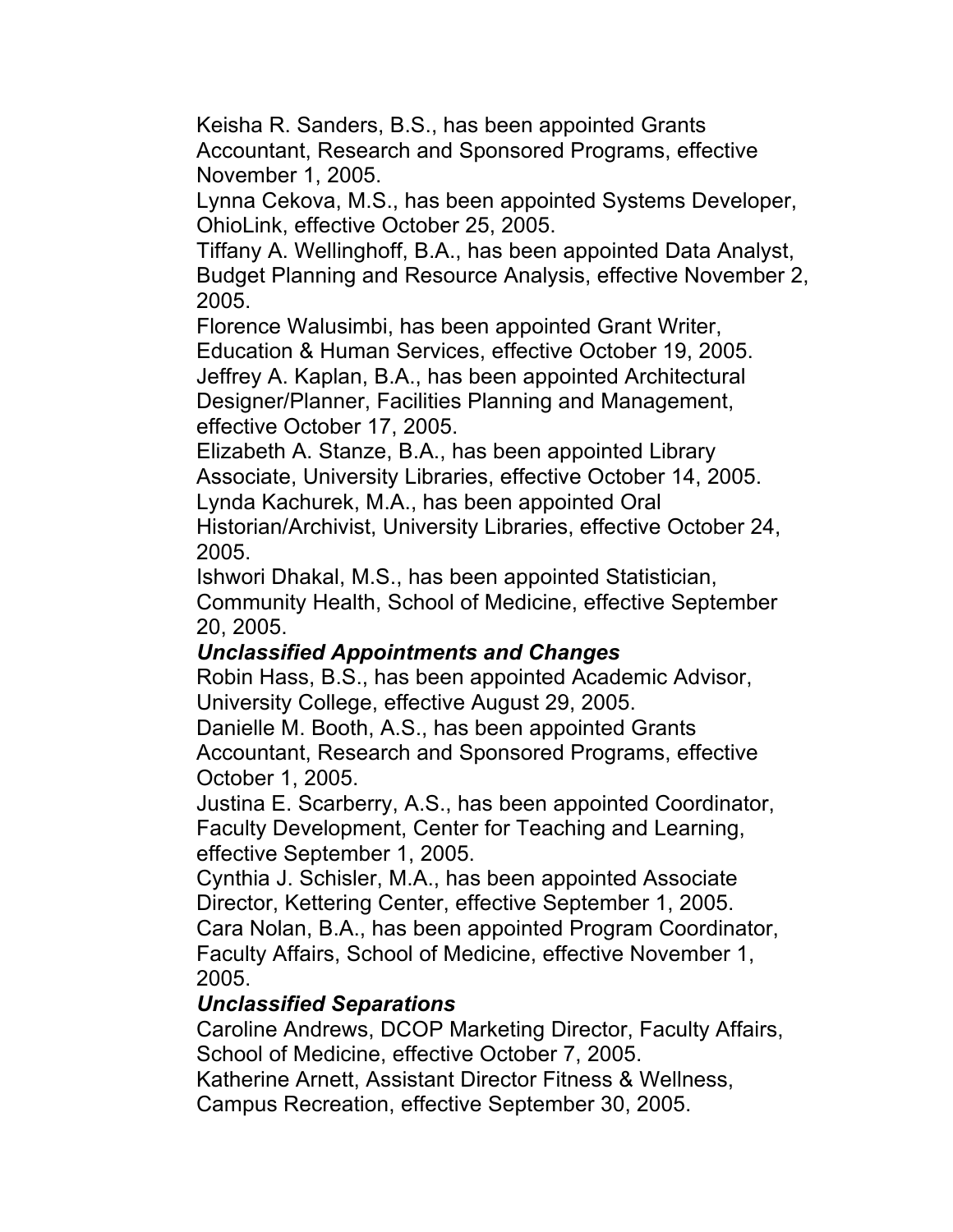Keisha R. Sanders, B.S., has been appointed Grants Accountant, Research and Sponsored Programs, effective November 1, 2005.

Lynna Cekova, M.S., has been appointed Systems Developer, OhioLink, effective October 25, 2005.

Tiffany A. Wellinghoff, B.A., has been appointed Data Analyst, Budget Planning and Resource Analysis, effective November 2, 2005.

Florence Walusimbi, has been appointed Grant Writer, Education & Human Services, effective October 19, 2005.

Jeffrey A. Kaplan, B.A., has been appointed Architectural Designer/Planner, Facilities Planning and Management, effective October 17, 2005.

Elizabeth A. Stanze, B.A., has been appointed Library Associate, University Libraries, effective October 14, 2005.

Lynda Kachurek, M.A., has been appointed Oral Historian/Archivist, University Libraries, effective October 24, 2005.

Ishwori Dhakal, M.S., has been appointed Statistician, Community Health, School of Medicine, effective September 20, 2005.

### ***Unclassified Appointments and Changes***

Robin Hass, B.S., has been appointed Academic Advisor, University College, effective August 29, 2005.

Danielle M. Booth, A.S., has been appointed Grants Accountant, Research and Sponsored Programs, effective October 1, 2005.

Justina E. Scarberry, A.S., has been appointed Coordinator, Faculty Development, Center for Teaching and Learning, effective September 1, 2005.

Cynthia J. Schisler, M.A., has been appointed Associate Director, Kettering Center, effective September 1, 2005.

Cara Nolan, B.A., has been appointed Program Coordinator, Faculty Affairs, School of Medicine, effective November 1, 2005.

### ***Unclassified Separations***

Caroline Andrews, DCOP Marketing Director, Faculty Affairs, School of Medicine, effective October 7, 2005.

Katherine Arnett, Assistant Director Fitness & Wellness, Campus Recreation, effective September 30, 2005.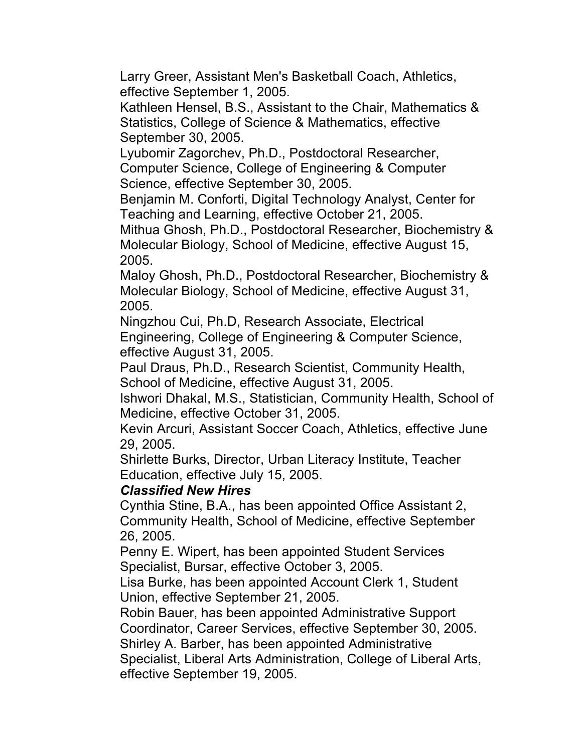Larry Greer, Assistant Men's Basketball Coach, Athletics, effective September 1, 2005.

Kathleen Hensel, B.S., Assistant to the Chair, Mathematics & Statistics, College of Science & Mathematics, effective September 30, 2005.

Lyubomir Zagorchev, Ph.D., Postdoctoral Researcher, Computer Science, College of Engineering & Computer Science, effective September 30, 2005.

Benjamin M. Conforti, Digital Technology Analyst, Center for Teaching and Learning, effective October 21, 2005.

Mithua Ghosh, Ph.D., Postdoctoral Researcher, Biochemistry & Molecular Biology, School of Medicine, effective August 15, 2005.

Maloy Ghosh, Ph.D., Postdoctoral Researcher, Biochemistry & Molecular Biology, School of Medicine, effective August 31, 2005.

Ningzhou Cui, Ph.D, Research Associate, Electrical Engineering, College of Engineering & Computer Science, effective August 31, 2005.

Paul Draus, Ph.D., Research Scientist, Community Health, School of Medicine, effective August 31, 2005.

Ishwori Dhakal, M.S., Statistician, Community Health, School of Medicine, effective October 31, 2005.

Kevin Arcuri, Assistant Soccer Coach, Athletics, effective June 29, 2005.

Shirlette Burks, Director, Urban Literacy Institute, Teacher Education, effective July 15, 2005.

***Classified New Hires***

Cynthia Stine, B.A., has been appointed Office Assistant 2, Community Health, School of Medicine, effective September 26, 2005.

Penny E. Wipert, has been appointed Student Services Specialist, Bursar, effective October 3, 2005.

Lisa Burke, has been appointed Account Clerk 1, Student Union, effective September 21, 2005.

Robin Bauer, has been appointed Administrative Support Coordinator, Career Services, effective September 30, 2005.

Shirley A. Barber, has been appointed Administrative Specialist, Liberal Arts Administration, College of Liberal Arts, effective September 19, 2005.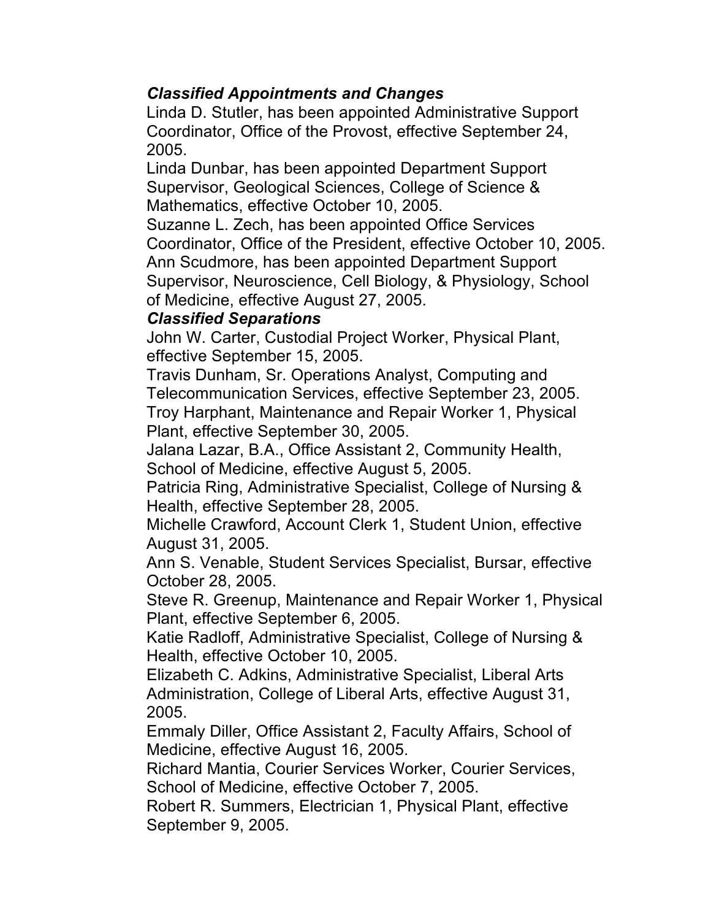***Classified Appointments and Changes***

Linda D. Stutler, has been appointed Administrative Support Coordinator, Office of the Provost, effective September 24, 2005.

Linda Dunbar, has been appointed Department Support Supervisor, Geological Sciences, College of Science & Mathematics, effective October 10, 2005.

Suzanne L. Zech, has been appointed Office Services Coordinator, Office of the President, effective October 10, 2005.

Ann Scudmore, has been appointed Department Support Supervisor, Neuroscience, Cell Biology, & Physiology, School of Medicine, effective August 27, 2005.

***Classified Separations***

John W. Carter, Custodial Project Worker, Physical Plant, effective September 15, 2005.

Travis Dunham, Sr. Operations Analyst, Computing and Telecommunication Services, effective September 23, 2005.

Troy Harphant, Maintenance and Repair Worker 1, Physical Plant, effective September 30, 2005.

Jalana Lazar, B.A., Office Assistant 2, Community Health, School of Medicine, effective August 5, 2005.

Patricia Ring, Administrative Specialist, College of Nursing & Health, effective September 28, 2005.

Michelle Crawford, Account Clerk 1, Student Union, effective August 31, 2005.

Ann S. Venable, Student Services Specialist, Bursar, effective October 28, 2005.

Steve R. Greenup, Maintenance and Repair Worker 1, Physical Plant, effective September 6, 2005.

Katie Radloff, Administrative Specialist, College of Nursing & Health, effective October 10, 2005.

Elizabeth C. Adkins, Administrative Specialist, Liberal Arts Administration, College of Liberal Arts, effective August 31, 2005.

Emmaly Diller, Office Assistant 2, Faculty Affairs, School of Medicine, effective August 16, 2005.

Richard Mantia, Courier Services Worker, Courier Services, School of Medicine, effective October 7, 2005.

Robert R. Summers, Electrician 1, Physical Plant, effective September 9, 2005.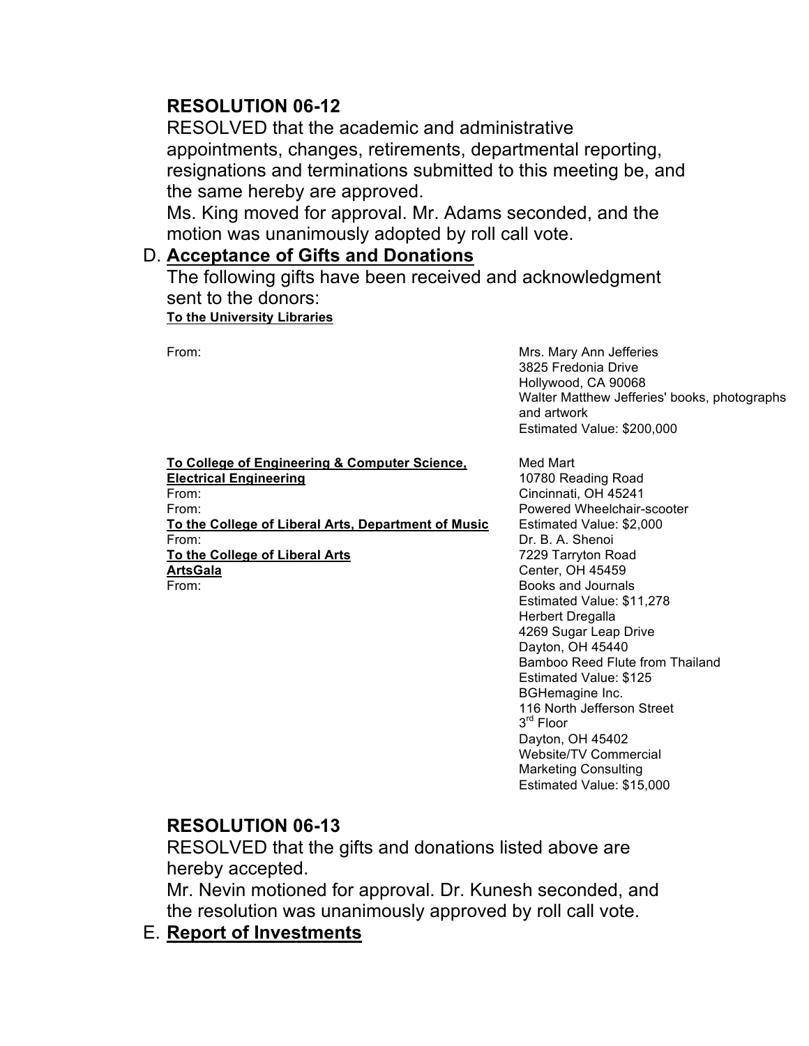## RESOLUTION 06-12

RESOLVED that the academic and administrative appointments, changes, retirements, departmental reporting, resignations and terminations submitted to this meeting be, and the same hereby are approved.

Ms. King moved for approval. Mr. Adams seconded, and the motion was unanimously adopted by roll call vote.

D. **Acceptance of Gifts and Donations**

The following gifts have been received and acknowledgment sent to the donors:

**To the University Libraries**

From:

Mrs. Mary Ann Jefferies
3825 Fredonia Drive
Hollywood, CA 90068
Walter Matthew Jefferies' books, photographs and artwork
Estimated Value: $200,000

**To College of Engineering & Computer Science, Electrical Engineering**

From:

Med Mart
10780 Reading Road
Cincinnati, OH 45241
Powered Wheelchair-scooter
Estimated Value: $2,000

From:

Dr. B. A. Shenoi
7229 Tarryton Road
Center, OH 45459
Books and Journals
Estimated Value: $11,278

**To the College of Liberal Arts, Department of Music**

From:

Herbert Dregalla
4269 Sugar Leap Drive
Dayton, OH 45440
Bamboo Reed Flute from Thailand
Estimated Value: $125

**To the College of Liberal Arts ArtsGala**

From:

BGHemagine Inc.
116 North Jefferson Street
3rd Floor
Dayton, OH 45402
Website/TV Commercial
Marketing Consulting
Estimated Value: $15,000

## RESOLUTION 06-13

RESOLVED that the gifts and donations listed above are hereby accepted.

Mr. Nevin motioned for approval. Dr. Kunesh seconded, and the resolution was unanimously approved by roll call vote.

E. **Report of Investments**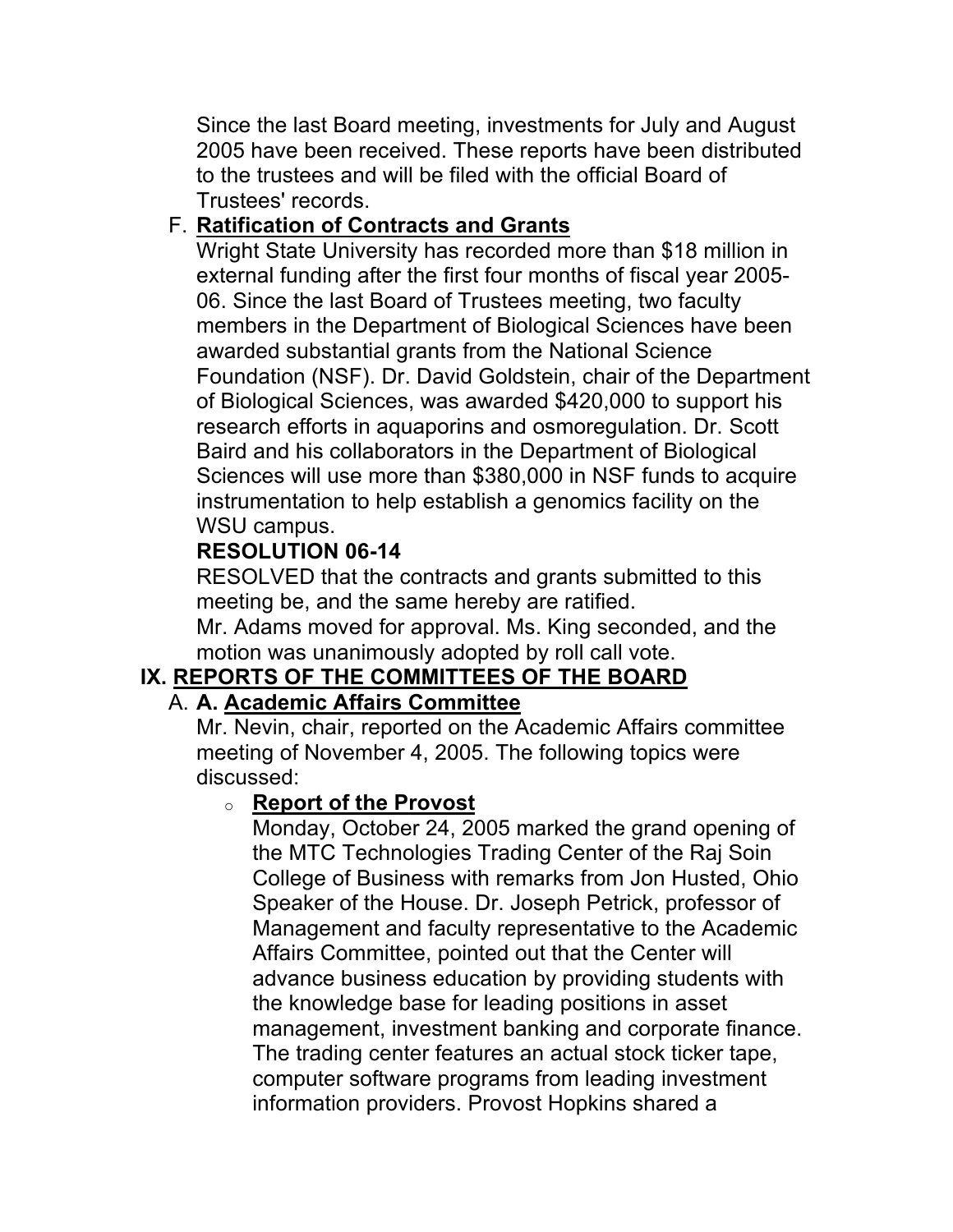Since the last Board meeting, investments for July and August 2005 have been received. These reports have been distributed to the trustees and will be filed with the official Board of Trustees' records.

F. **Ratification of Contracts and Grants**

Wright State University has recorded more than $18 million in external funding after the first four months of fiscal year 2005-06. Since the last Board of Trustees meeting, two faculty members in the Department of Biological Sciences have been awarded substantial grants from the National Science Foundation (NSF). Dr. David Goldstein, chair of the Department of Biological Sciences, was awarded $420,000 to support his research efforts in aquaporins and osmoregulation. Dr. Scott Baird and his collaborators in the Department of Biological Sciences will use more than $380,000 in NSF funds to acquire instrumentation to help establish a genomics facility on the WSU campus.

**RESOLUTION 06-14**

RESOLVED that the contracts and grants submitted to this meeting be, and the same hereby are ratified.

Mr. Adams moved for approval. Ms. King seconded, and the motion was unanimously adopted by roll call vote.

## IX. REPORTS OF THE COMMITTEES OF THE BOARD

A. **A. Academic Affairs Committee**

Mr. Nevin, chair, reported on the Academic Affairs committee meeting of November 4, 2005. The following topics were discussed:

- **Report of the Provost**

  Monday, October 24, 2005 marked the grand opening of the MTC Technologies Trading Center of the Raj Soin College of Business with remarks from Jon Husted, Ohio Speaker of the House. Dr. Joseph Petrick, professor of Management and faculty representative to the Academic Affairs Committee, pointed out that the Center will advance business education by providing students with the knowledge base for leading positions in asset management, investment banking and corporate finance. The trading center features an actual stock ticker tape, computer software programs from leading investment information providers. Provost Hopkins shared a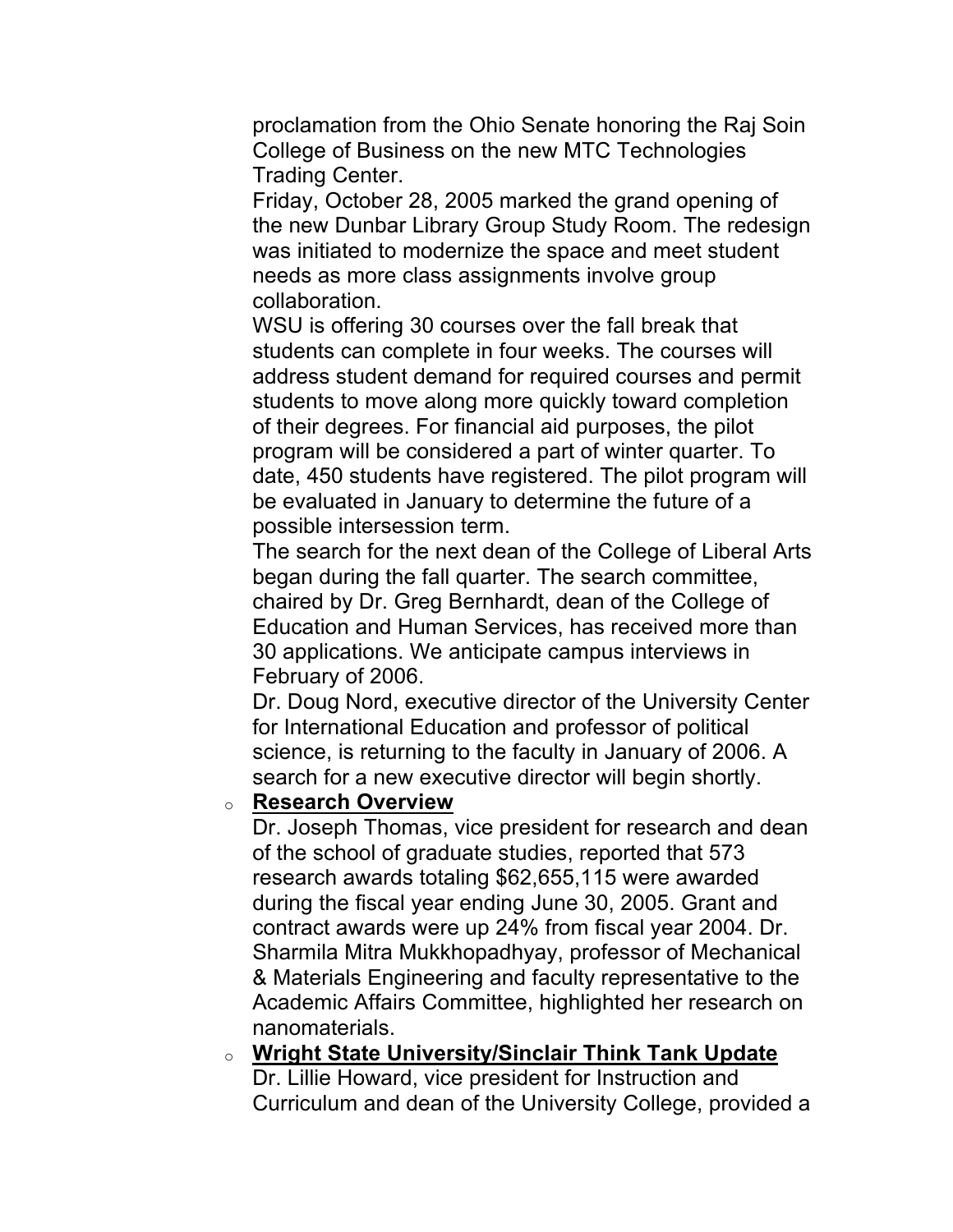proclamation from the Ohio Senate honoring the Raj Soin College of Business on the new MTC Technologies Trading Center.

Friday, October 28, 2005 marked the grand opening of the new Dunbar Library Group Study Room. The redesign was initiated to modernize the space and meet student needs as more class assignments involve group collaboration.

WSU is offering 30 courses over the fall break that students can complete in four weeks. The courses will address student demand for required courses and permit students to move along more quickly toward completion of their degrees. For financial aid purposes, the pilot program will be considered a part of winter quarter. To date, 450 students have registered. The pilot program will be evaluated in January to determine the future of a possible intersession term.

The search for the next dean of the College of Liberal Arts began during the fall quarter. The search committee, chaired by Dr. Greg Bernhardt, dean of the College of Education and Human Services, has received more than 30 applications. We anticipate campus interviews in February of 2006.

Dr. Doug Nord, executive director of the University Center for International Education and professor of political science, is returning to the faculty in January of 2006. A search for a new executive director will begin shortly.

- **Research Overview**

  Dr. Joseph Thomas, vice president for research and dean of the school of graduate studies, reported that 573 research awards totaling $62,655,115 were awarded during the fiscal year ending June 30, 2005. Grant and contract awards were up 24% from fiscal year 2004. Dr. Sharmila Mitra Mukkhopadhyay, professor of Mechanical & Materials Engineering and faculty representative to the Academic Affairs Committee, highlighted her research on nanomaterials.

- **Wright State University/Sinclair Think Tank Update**

  Dr. Lillie Howard, vice president for Instruction and Curriculum and dean of the University College, provided a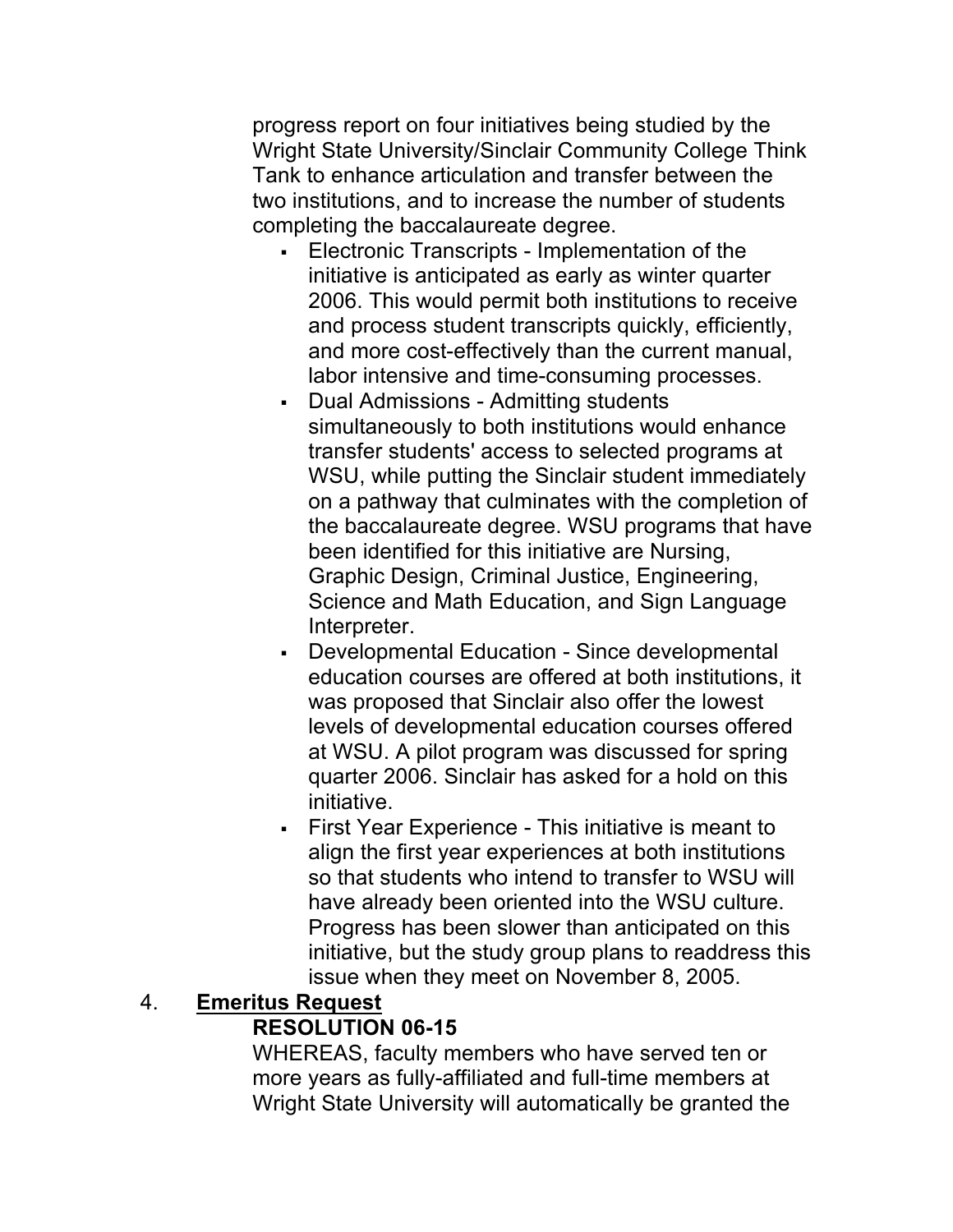progress report on four initiatives being studied by the Wright State University/Sinclair Community College Think Tank to enhance articulation and transfer between the two institutions, and to increase the number of students completing the baccalaureate degree.

- Electronic Transcripts - Implementation of the initiative is anticipated as early as winter quarter 2006. This would permit both institutions to receive and process student transcripts quickly, efficiently, and more cost-effectively than the current manual, labor intensive and time-consuming processes.
- Dual Admissions - Admitting students simultaneously to both institutions would enhance transfer students' access to selected programs at WSU, while putting the Sinclair student immediately on a pathway that culminates with the completion of the baccalaureate degree. WSU programs that have been identified for this initiative are Nursing, Graphic Design, Criminal Justice, Engineering, Science and Math Education, and Sign Language Interpreter.
- Developmental Education - Since developmental education courses are offered at both institutions, it was proposed that Sinclair also offer the lowest levels of developmental education courses offered at WSU. A pilot program was discussed for spring quarter 2006. Sinclair has asked for a hold on this initiative.
- First Year Experience - This initiative is meant to align the first year experiences at both institutions so that students who intend to transfer to WSU will have already been oriented into the WSU culture. Progress has been slower than anticipated on this initiative, but the study group plans to readdress this issue when they meet on November 8, 2005.

4. **Emeritus Request**

**RESOLUTION 06-15**

WHEREAS, faculty members who have served ten or more years as fully-affiliated and full-time members at Wright State University will automatically be granted the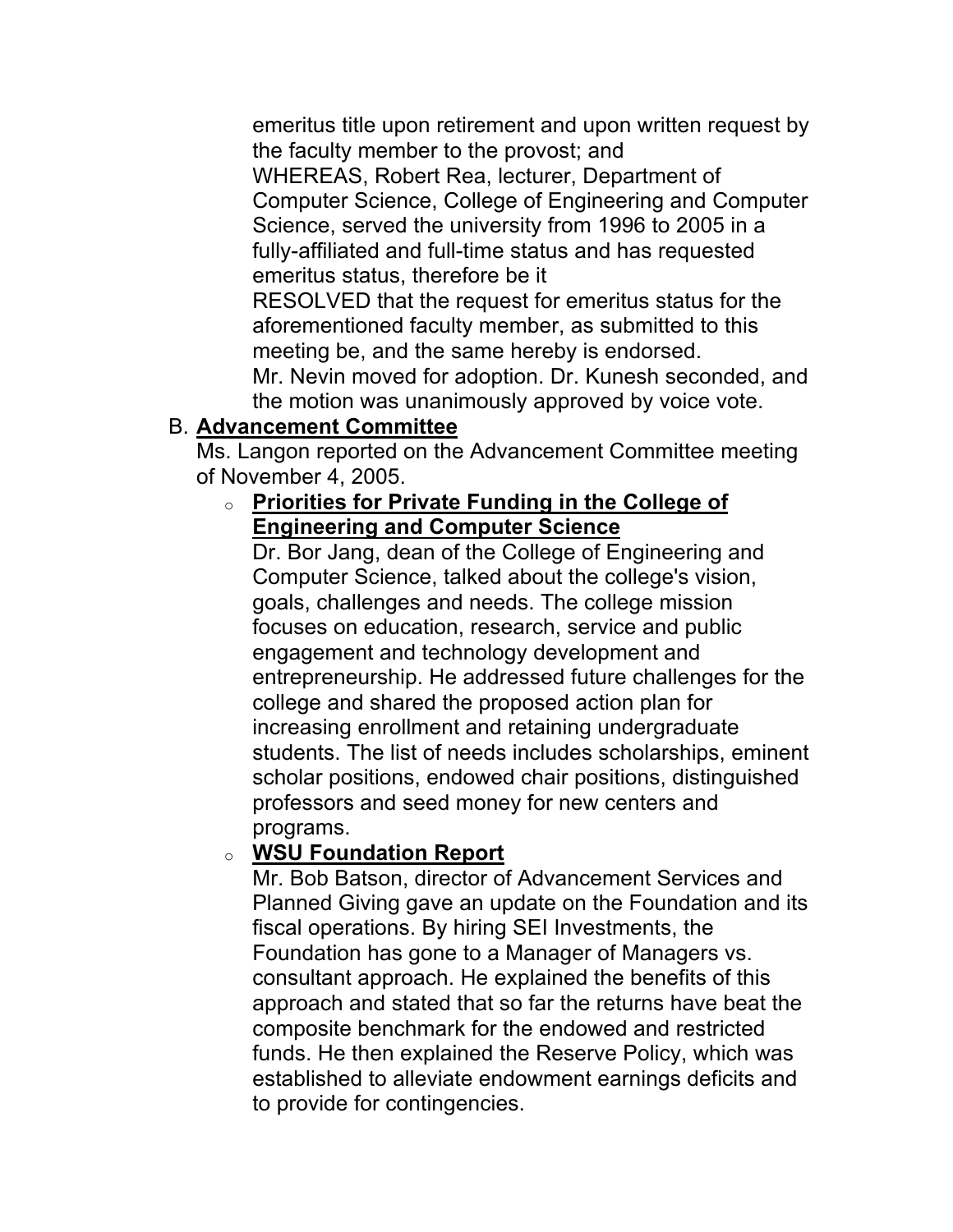emeritus title upon retirement and upon written request by the faculty member to the provost; and

WHEREAS, Robert Rea, lecturer, Department of Computer Science, College of Engineering and Computer Science, served the university from 1996 to 2005 in a fully-affiliated and full-time status and has requested emeritus status, therefore be it

RESOLVED that the request for emeritus status for the aforementioned faculty member, as submitted to this meeting be, and the same hereby is endorsed.

Mr. Nevin moved for adoption. Dr. Kunesh seconded, and the motion was unanimously approved by voice vote.

B. **Advancement Committee**

Ms. Langon reported on the Advancement Committee meeting of November 4, 2005.

- **Priorities for Private Funding in the College of Engineering and Computer Science**

  Dr. Bor Jang, dean of the College of Engineering and Computer Science, talked about the college's vision, goals, challenges and needs. The college mission focuses on education, research, service and public engagement and technology development and entrepreneurship. He addressed future challenges for the college and shared the proposed action plan for increasing enrollment and retaining undergraduate students. The list of needs includes scholarships, eminent scholar positions, endowed chair positions, distinguished professors and seed money for new centers and programs.

- **WSU Foundation Report**

  Mr. Bob Batson, director of Advancement Services and Planned Giving gave an update on the Foundation and its fiscal operations. By hiring SEI Investments, the Foundation has gone to a Manager of Managers vs. consultant approach. He explained the benefits of this approach and stated that so far the returns have beat the composite benchmark for the endowed and restricted funds. He then explained the Reserve Policy, which was established to alleviate endowment earnings deficits and to provide for contingencies.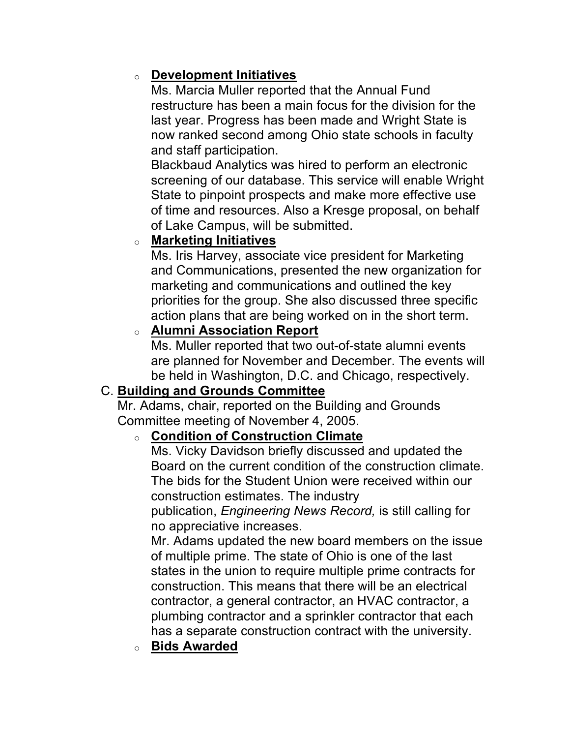- **Development Initiatives**

  Ms. Marcia Muller reported that the Annual Fund restructure has been a main focus for the division for the last year. Progress has been made and Wright State is now ranked second among Ohio state schools in faculty and staff participation.

  Blackbaud Analytics was hired to perform an electronic screening of our database. This service will enable Wright State to pinpoint prospects and make more effective use of time and resources. Also a Kresge proposal, on behalf of Lake Campus, will be submitted.

- **Marketing Initiatives**

  Ms. Iris Harvey, associate vice president for Marketing and Communications, presented the new organization for marketing and communications and outlined the key priorities for the group. She also discussed three specific action plans that are being worked on in the short term.

- **Alumni Association Report**

  Ms. Muller reported that two out-of-state alumni events are planned for November and December. The events will be held in Washington, D.C. and Chicago, respectively.

C. **Building and Grounds Committee**

Mr. Adams, chair, reported on the Building and Grounds Committee meeting of November 4, 2005.

- **Condition of Construction Climate**

  Ms. Vicky Davidson briefly discussed and updated the Board on the current condition of the construction climate. The bids for the Student Union were received within our construction estimates. The industry publication, *Engineering News Record,* is still calling for no appreciative increases.

  Mr. Adams updated the new board members on the issue of multiple prime. The state of Ohio is one of the last states in the union to require multiple prime contracts for construction. This means that there will be an electrical contractor, a general contractor, an HVAC contractor, a plumbing contractor and a sprinkler contractor that each has a separate construction contract with the university.

- **Bids Awarded**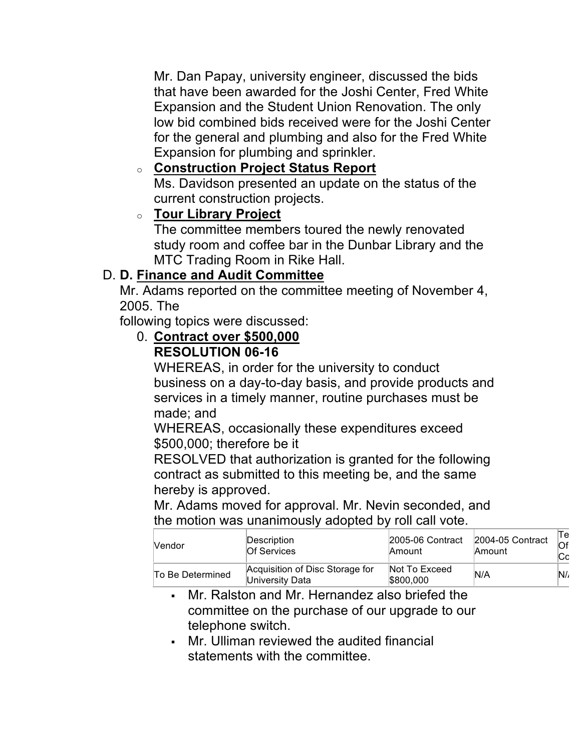Mr. Dan Papay, university engineer, discussed the bids that have been awarded for the Joshi Center, Fred White Expansion and the Student Union Renovation. The only low bid combined bids received were for the Joshi Center for the general and plumbing and also for the Fred White Expansion for plumbing and sprinkler.

- **Construction Project Status Report**
  Ms. Davidson presented an update on the status of the current construction projects.
- **Tour Library Project**
  The committee members toured the newly renovated study room and coffee bar in the Dunbar Library and the MTC Trading Room in Rike Hall.

D. **D. Finance and Audit Committee**

Mr. Adams reported on the committee meeting of November 4, 2005. The following topics were discussed:

0. **Contract over $500,000**
   **RESOLUTION 06-16**
   WHEREAS, in order for the university to conduct business on a day-to-day basis, and provide products and services in a timely manner, routine purchases must be made; and
   WHEREAS, occasionally these expenditures exceed $500,000; therefore be it
   RESOLVED that authorization is granted for the following contract as submitted to this meeting be, and the same hereby is approved.
   Mr. Adams moved for approval. Mr. Nevin seconded, and the motion was unanimously adopted by roll call vote.

| Vendor | Description Of Services | 2005-06 Contract Amount | 2004-05 Contract Amount | Te Of Co |
|---|---|---|---|---|
| To Be Determined | Acquisition of Disc Storage for University Data | Not To Exceed $800,000 | N/A | N/ |

- Mr. Ralston and Mr. Hernandez also briefed the committee on the purchase of our upgrade to our telephone switch.
- Mr. Ulliman reviewed the audited financial statements with the committee.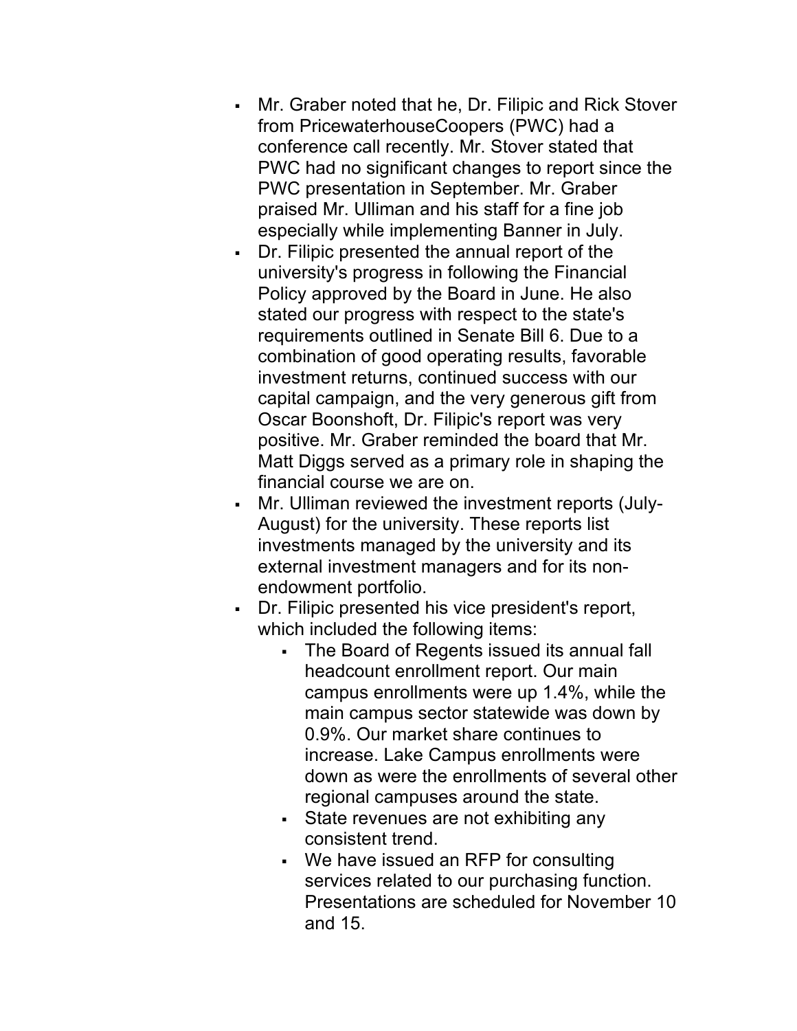- Mr. Graber noted that he, Dr. Filipic and Rick Stover from PricewaterhouseCoopers (PWC) had a conference call recently. Mr. Stover stated that PWC had no significant changes to report since the PWC presentation in September. Mr. Graber praised Mr. Ulliman and his staff for a fine job especially while implementing Banner in July.
- Dr. Filipic presented the annual report of the university's progress in following the Financial Policy approved by the Board in June. He also stated our progress with respect to the state's requirements outlined in Senate Bill 6. Due to a combination of good operating results, favorable investment returns, continued success with our capital campaign, and the very generous gift from Oscar Boonshoft, Dr. Filipic's report was very positive. Mr. Graber reminded the board that Mr. Matt Diggs served as a primary role in shaping the financial course we are on.
- Mr. Ulliman reviewed the investment reports (July-August) for the university. These reports list investments managed by the university and its external investment managers and for its non-endowment portfolio.
- Dr. Filipic presented his vice president's report, which included the following items:
  - The Board of Regents issued its annual fall headcount enrollment report. Our main campus enrollments were up 1.4%, while the main campus sector statewide was down by 0.9%. Our market share continues to increase. Lake Campus enrollments were down as were the enrollments of several other regional campuses around the state.
  - State revenues are not exhibiting any consistent trend.
  - We have issued an RFP for consulting services related to our purchasing function. Presentations are scheduled for November 10 and 15.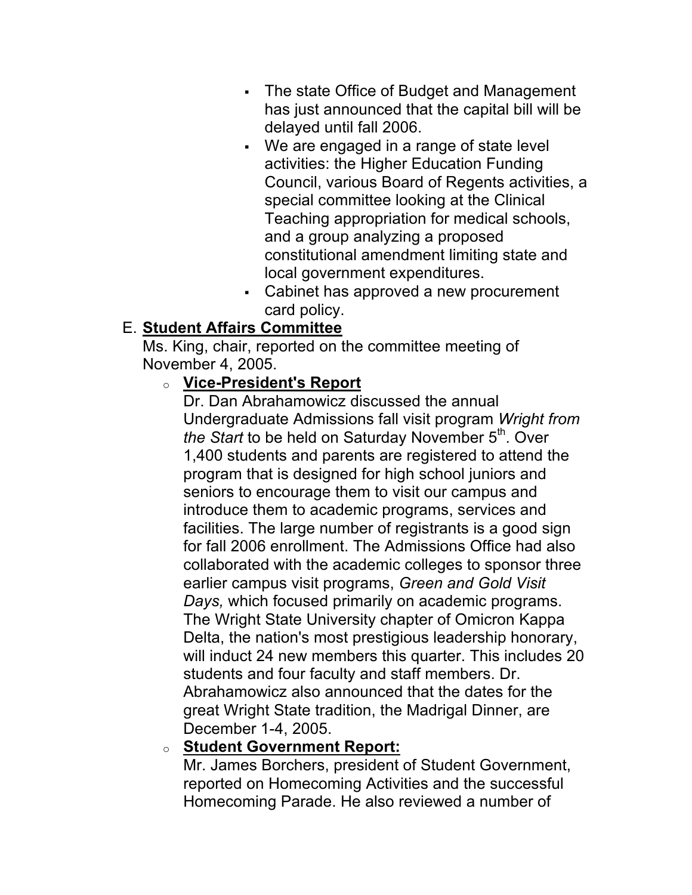- The state Office of Budget and Management has just announced that the capital bill will be delayed until fall 2006.
- We are engaged in a range of state level activities: the Higher Education Funding Council, various Board of Regents activities, a special committee looking at the Clinical Teaching appropriation for medical schools, and a group analyzing a proposed constitutional amendment limiting state and local government expenditures.
- Cabinet has approved a new procurement card policy.

E. **Student Affairs Committee**

Ms. King, chair, reported on the committee meeting of November 4, 2005.

- **Vice-President's Report**

  Dr. Dan Abrahamowicz discussed the annual Undergraduate Admissions fall visit program *Wright from the Start* to be held on Saturday November 5th. Over 1,400 students and parents are registered to attend the program that is designed for high school juniors and seniors to encourage them to visit our campus and introduce them to academic programs, services and facilities. The large number of registrants is a good sign for fall 2006 enrollment. The Admissions Office had also collaborated with the academic colleges to sponsor three earlier campus visit programs, *Green and Gold Visit Days,* which focused primarily on academic programs. The Wright State University chapter of Omicron Kappa Delta, the nation's most prestigious leadership honorary, will induct 24 new members this quarter. This includes 20 students and four faculty and staff members. Dr. Abrahamowicz also announced that the dates for the great Wright State tradition, the Madrigal Dinner, are December 1-4, 2005.

- **Student Government Report:**

  Mr. James Borchers, president of Student Government, reported on Homecoming Activities and the successful Homecoming Parade. He also reviewed a number of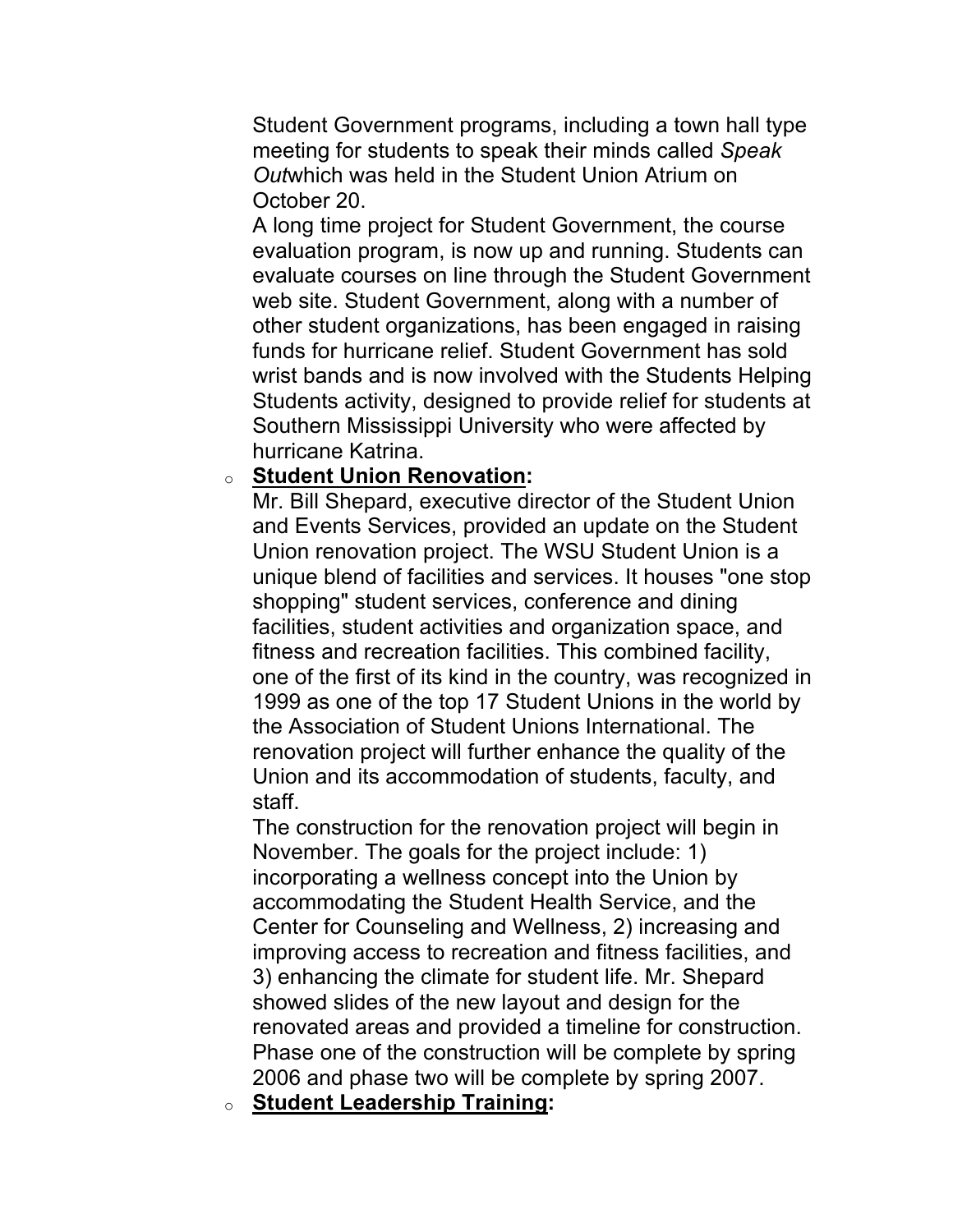Student Government programs, including a town hall type meeting for students to speak their minds called *Speak Out*which was held in the Student Union Atrium on October 20.

A long time project for Student Government, the course evaluation program, is now up and running. Students can evaluate courses on line through the Student Government web site. Student Government, along with a number of other student organizations, has been engaged in raising funds for hurricane relief. Student Government has sold wrist bands and is now involved with the Students Helping Students activity, designed to provide relief for students at Southern Mississippi University who were affected by hurricane Katrina.

- **Student Union Renovation:**

  Mr. Bill Shepard, executive director of the Student Union and Events Services, provided an update on the Student Union renovation project. The WSU Student Union is a unique blend of facilities and services. It houses "one stop shopping" student services, conference and dining facilities, student activities and organization space, and fitness and recreation facilities. This combined facility, one of the first of its kind in the country, was recognized in 1999 as one of the top 17 Student Unions in the world by the Association of Student Unions International. The renovation project will further enhance the quality of the Union and its accommodation of students, faculty, and staff.

  The construction for the renovation project will begin in November. The goals for the project include: 1) incorporating a wellness concept into the Union by accommodating the Student Health Service, and the Center for Counseling and Wellness, 2) increasing and improving access to recreation and fitness facilities, and 3) enhancing the climate for student life. Mr. Shepard showed slides of the new layout and design for the renovated areas and provided a timeline for construction. Phase one of the construction will be complete by spring 2006 and phase two will be complete by spring 2007.

- **Student Leadership Training:**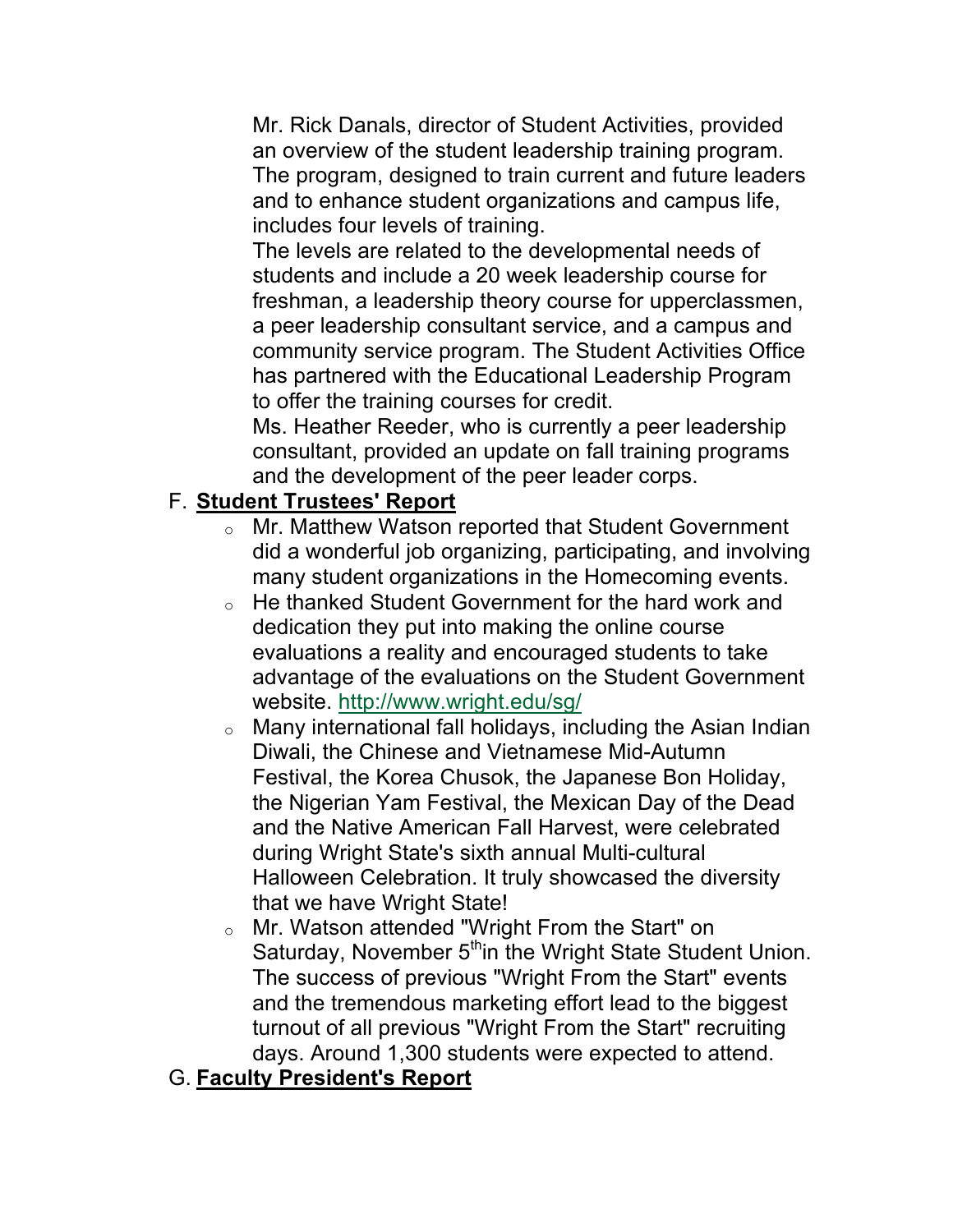Mr. Rick Danals, director of Student Activities, provided an overview of the student leadership training program. The program, designed to train current and future leaders and to enhance student organizations and campus life, includes four levels of training.

The levels are related to the developmental needs of students and include a 20 week leadership course for freshman, a leadership theory course for upperclassmen, a peer leadership consultant service, and a campus and community service program. The Student Activities Office has partnered with the Educational Leadership Program to offer the training courses for credit.

Ms. Heather Reeder, who is currently a peer leadership consultant, provided an update on fall training programs and the development of the peer leader corps.

F. **Student Trustees' Report**

- Mr. Matthew Watson reported that Student Government did a wonderful job organizing, participating, and involving many student organizations in the Homecoming events.
- He thanked Student Government for the hard work and dedication they put into making the online course evaluations a reality and encouraged students to take advantage of the evaluations on the Student Government website. http://www.wright.edu/sg/
- Many international fall holidays, including the Asian Indian Diwali, the Chinese and Vietnamese Mid-Autumn Festival, the Korea Chusok, the Japanese Bon Holiday, the Nigerian Yam Festival, the Mexican Day of the Dead and the Native American Fall Harvest, were celebrated during Wright State's sixth annual Multi-cultural Halloween Celebration. It truly showcased the diversity that we have Wright State!
- Mr. Watson attended "Wright From the Start" on Saturday, November 5th in the Wright State Student Union. The success of previous "Wright From the Start" events and the tremendous marketing effort lead to the biggest turnout of all previous "Wright From the Start" recruiting days. Around 1,300 students were expected to attend.

G. **Faculty President's Report**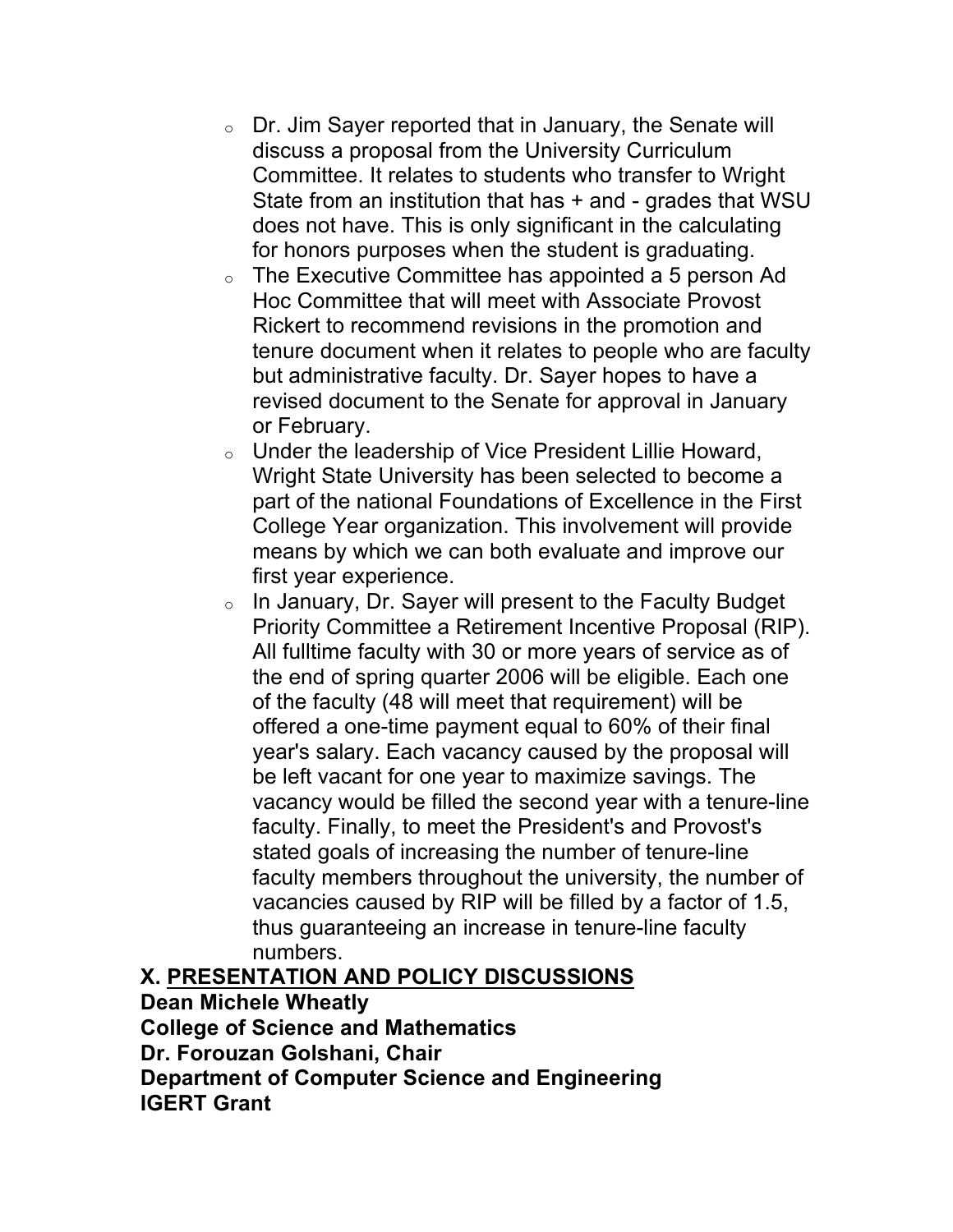- Dr. Jim Sayer reported that in January, the Senate will discuss a proposal from the University Curriculum Committee. It relates to students who transfer to Wright State from an institution that has + and - grades that WSU does not have. This is only significant in the calculating for honors purposes when the student is graduating.
- The Executive Committee has appointed a 5 person Ad Hoc Committee that will meet with Associate Provost Rickert to recommend revisions in the promotion and tenure document when it relates to people who are faculty but administrative faculty. Dr. Sayer hopes to have a revised document to the Senate for approval in January or February.
- Under the leadership of Vice President Lillie Howard, Wright State University has been selected to become a part of the national Foundations of Excellence in the First College Year organization. This involvement will provide means by which we can both evaluate and improve our first year experience.
- In January, Dr. Sayer will present to the Faculty Budget Priority Committee a Retirement Incentive Proposal (RIP). All fulltime faculty with 30 or more years of service as of the end of spring quarter 2006 will be eligible. Each one of the faculty (48 will meet that requirement) will be offered a one-time payment equal to 60% of their final year's salary. Each vacancy caused by the proposal will be left vacant for one year to maximize savings. The vacancy would be filled the second year with a tenure-line faculty. Finally, to meet the President's and Provost's stated goals of increasing the number of tenure-line faculty members throughout the university, the number of vacancies caused by RIP will be filled by a factor of 1.5, thus guaranteeing an increase in tenure-line faculty numbers.

**X. <u>PRESENTATION AND POLICY DISCUSSIONS</u>**

**Dean Michele Wheatly**
**College of Science and Mathematics**
**Dr. Forouzan Golshani, Chair**
**Department of Computer Science and Engineering**
**IGERT Grant**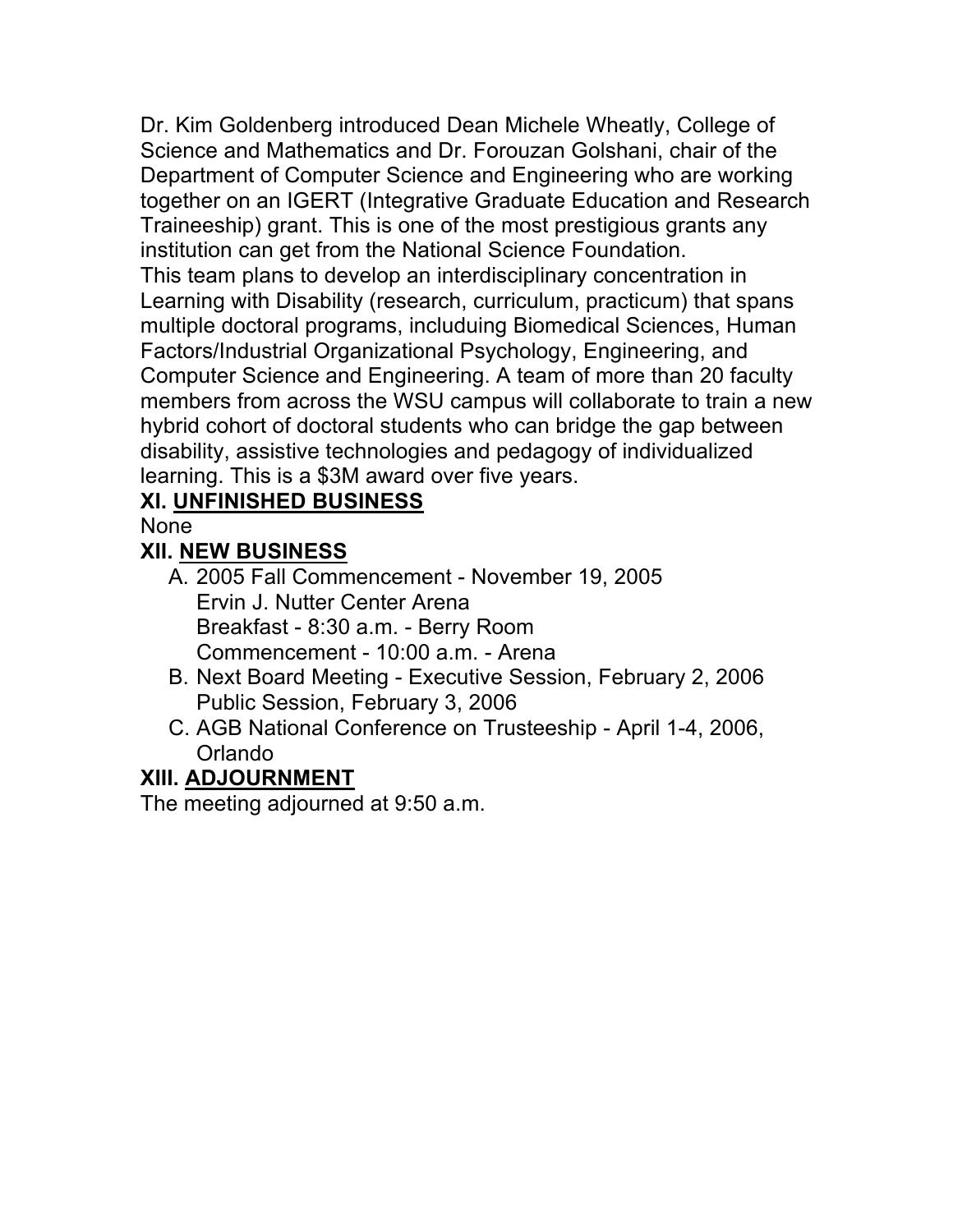Dr. Kim Goldenberg introduced Dean Michele Wheatly, College of Science and Mathematics and Dr. Forouzan Golshani, chair of the Department of Computer Science and Engineering who are working together on an IGERT (Integrative Graduate Education and Research Traineeship) grant. This is one of the most prestigious grants any institution can get from the National Science Foundation.

This team plans to develop an interdisciplinary concentration in Learning with Disability (research, curriculum, practicum) that spans multiple doctoral programs, incluiding Biomedical Sciences, Human Factors/Industrial Organizational Psychology, Engineering, and Computer Science and Engineering. A team of more than 20 faculty members from across the WSU campus will collaborate to train a new hybrid cohort of doctoral students who can bridge the gap between disability, assistive technologies and pedagogy of individualized learning. This is a $3M award over five years.

## XI. <u>UNFINISHED BUSINESS</u>

None

## XII. <u>NEW BUSINESS</u>

A. 2005 Fall Commencement - November 19, 2005
   Ervin J. Nutter Center Arena
   Breakfast - 8:30 a.m. - Berry Room
   Commencement - 10:00 a.m. - Arena
B. Next Board Meeting - Executive Session, February 2, 2006
   Public Session, February 3, 2006
C. AGB National Conference on Trusteeship - April 1-4, 2006, Orlando

## XIII. <u>ADJOURNMENT</u>

The meeting adjourned at 9:50 a.m.